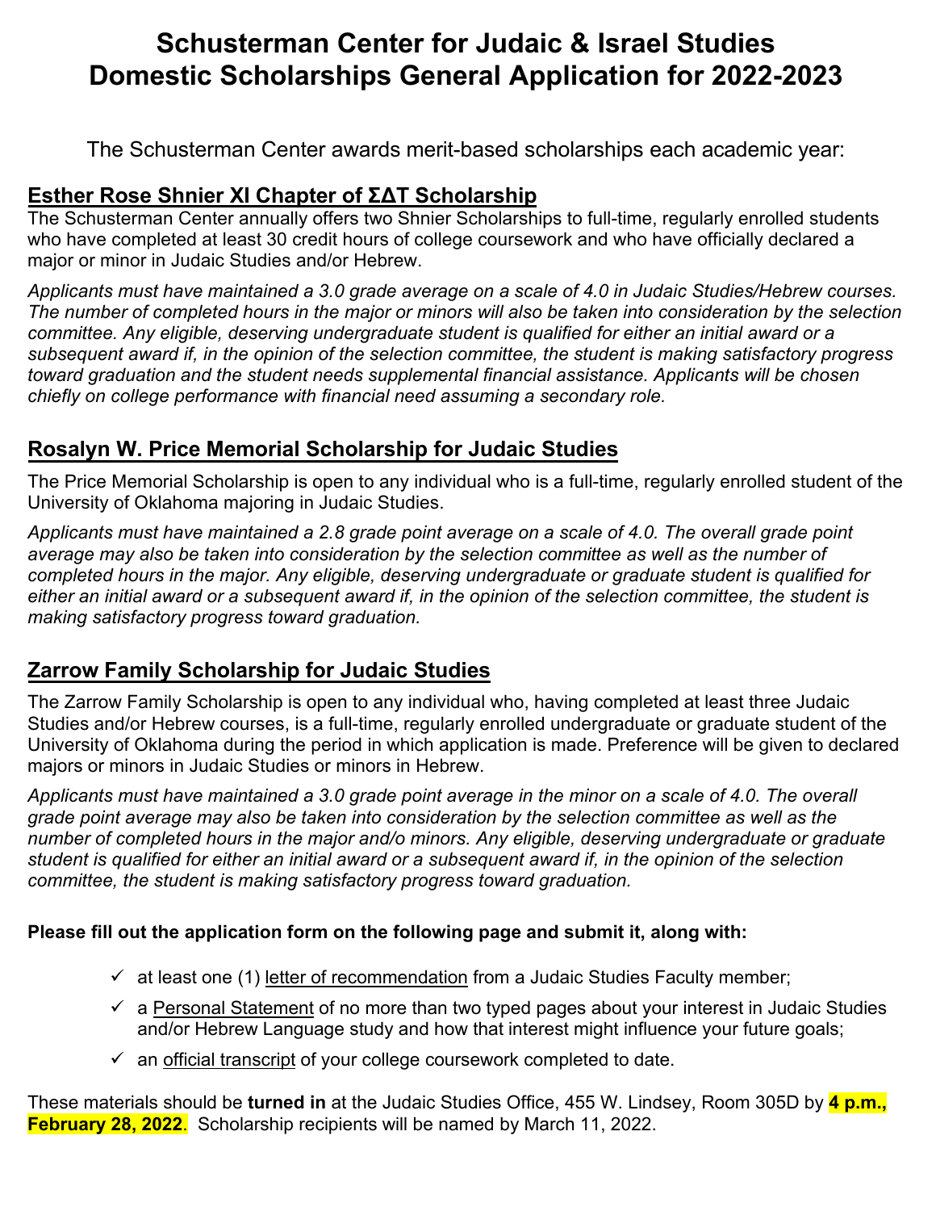# Schusterman Center for Judaic & Israel Studies Domestic Scholarships General Application for 2022-2023

The Schusterman Center awards merit-based scholarships each academic year:

## Esther Rose Shnier XI Chapter of ΣΔT Scholarship

The Schusterman Center annually offers two Shnier Scholarships to full-time, regularly enrolled students who have completed at least 30 credit hours of college coursework and who have officially declared a major or minor in Judaic Studies and/or Hebrew.

*Applicants must have maintained a 3.0 grade average on a scale of 4.0 in Judaic Studies/Hebrew courses. The number of completed hours in the major or minors will also be taken into consideration by the selection committee. Any eligible, deserving undergraduate student is qualified for either an initial award or a subsequent award if, in the opinion of the selection committee, the student is making satisfactory progress toward graduation and the student needs supplemental financial assistance. Applicants will be chosen chiefly on college performance with financial need assuming a secondary role.*

## Rosalyn W. Price Memorial Scholarship for Judaic Studies

The Price Memorial Scholarship is open to any individual who is a full-time, regularly enrolled student of the University of Oklahoma majoring in Judaic Studies.

*Applicants must have maintained a 2.8 grade point average on a scale of 4.0. The overall grade point average may also be taken into consideration by the selection committee as well as the number of completed hours in the major. Any eligible, deserving undergraduate or graduate student is qualified for either an initial award or a subsequent award if, in the opinion of the selection committee, the student is making satisfactory progress toward graduation.*

## Zarrow Family Scholarship for Judaic Studies

The Zarrow Family Scholarship is open to any individual who, having completed at least three Judaic Studies and/or Hebrew courses, is a full-time, regularly enrolled undergraduate or graduate student of the University of Oklahoma during the period in which application is made. Preference will be given to declared majors or minors in Judaic Studies or minors in Hebrew.

*Applicants must have maintained a 3.0 grade point average in the minor on a scale of 4.0. The overall grade point average may also be taken into consideration by the selection committee as well as the number of completed hours in the major and/o minors. Any eligible, deserving undergraduate or graduate student is qualified for either an initial award or a subsequent award if, in the opinion of the selection committee, the student is making satisfactory progress toward graduation.*

**Please fill out the application form on the following page and submit it, along with:**

- ✓ at least one (1) letter of recommendation from a Judaic Studies Faculty member;
- ✓ a Personal Statement of no more than two typed pages about your interest in Judaic Studies and/or Hebrew Language study and how that interest might influence your future goals;
- ✓ an official transcript of your college coursework completed to date.

These materials should be **turned in** at the Judaic Studies Office, 455 W. Lindsey, Room 305D by **4 p.m., February 28, 2022**. Scholarship recipients will be named by March 11, 2022.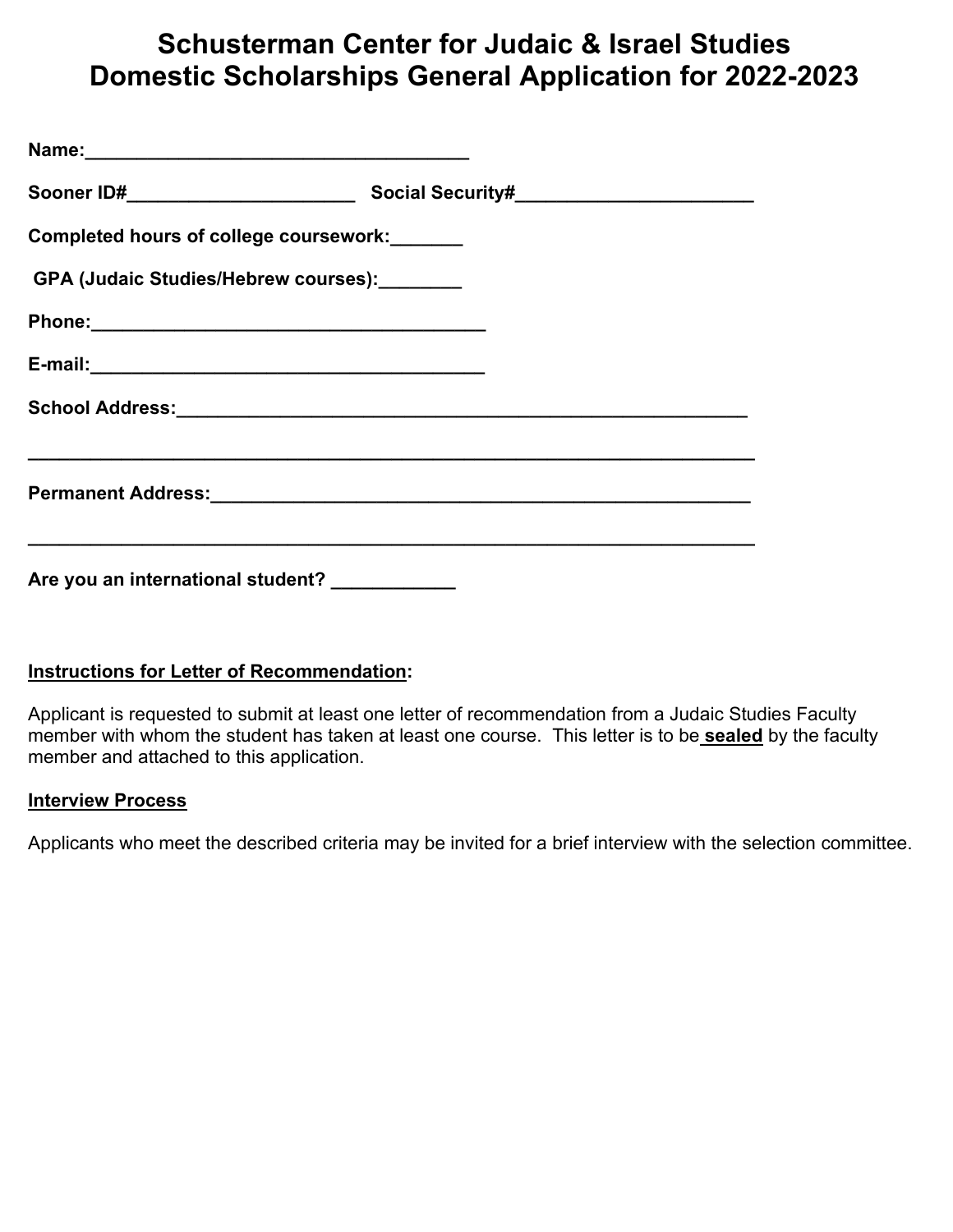# Schusterman Center for Judaic & Israel Studies
# Domestic Scholarships General Application for 2022-2023

**Name:**_____________________________________

**Sooner ID#**_____________________ **Social Security#**_______________________

**Completed hours of college coursework:**_______

**GPA (Judaic Studies/Hebrew courses):**________

**Phone:**______________________________________

**E-mail:**______________________________________

**School Address:**_______________________________________________________

_____________________________________________________________________

**Permanent Address:**____________________________________________________

_____________________________________________________________________

**Are you an international student?** ____________

**<u>Instructions for Letter of Recommendation</u>:**

Applicant is requested to submit at least one letter of recommendation from a Judaic Studies Faculty member with whom the student has taken at least one course. This letter is to be **<u>sealed</u>** by the faculty member and attached to this application.

**<u>Interview Process</u>**

Applicants who meet the described criteria may be invited for a brief interview with the selection committee.